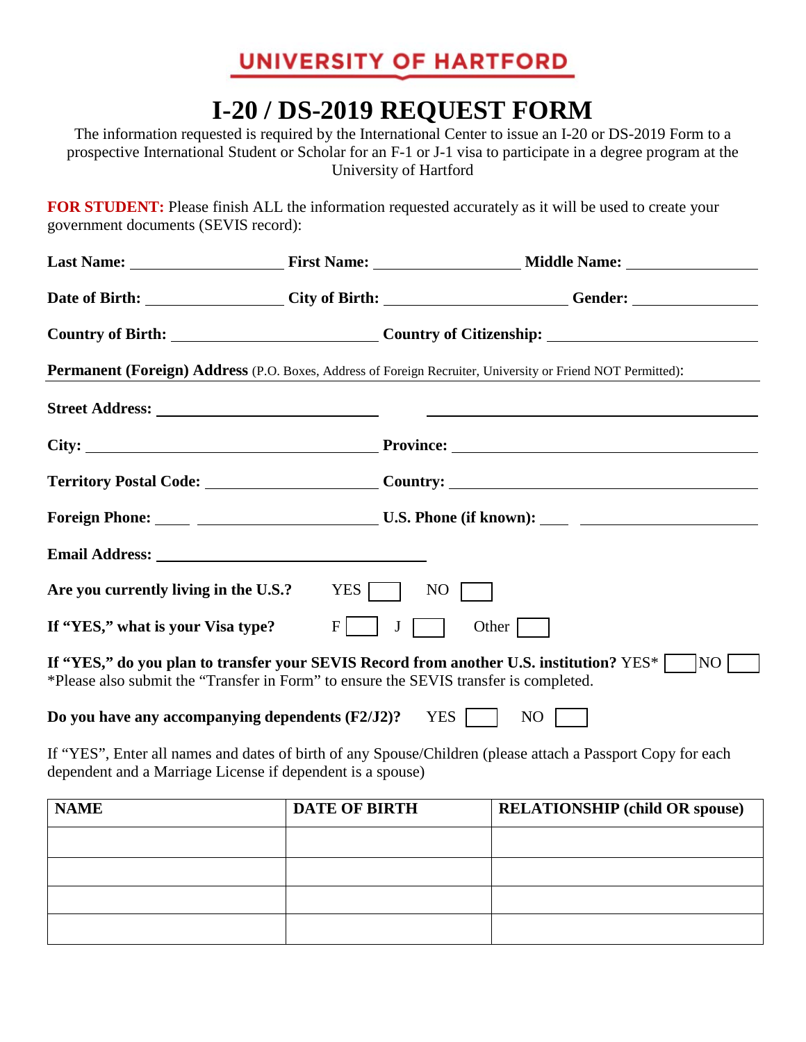# UNIVERSITY OF HARTFORD

# I-20 / DS-2019 REQUEST FORM

The information requested is required by the International Center to issue an I-20 or DS-2019 Form to a prospective International Student or Scholar for an F-1 or J-1 visa to participate in a degree program at the University of Hartford

**FOR STUDENT:** Please finish ALL the information requested accurately as it will be used to create your government documents (SEVIS record):

**Last Name:** ____________________ **First Name:** ____________________ **Middle Name:** ____________________

**Date of Birth:** ____________________ **City of Birth:** ____________________ **Gender:** ____________________

**Country of Birth:** ____________________ **Country of Citizenship:** ____________________

**Permanent (Foreign) Address** (P.O. Boxes, Address of Foreign Recruiter, University or Friend NOT Permitted):

**Street Address:** ____________________ ____________________

**City:** ____________________ **Province:** ____________________

**Territory Postal Code:** ____________________ **Country:** ____________________

**Foreign Phone:** _____ ____________________ **U.S. Phone (if known):** _____ ____________________

**Email Address:** ____________________

**Are you currently living in the U.S.?** YES ☐ NO ☐

**If "YES," what is your Visa type?** F ☐ J ☐ Other ☐

**If "YES," do you plan to transfer your SEVIS Record from another U.S. institution?** YES* ☐ NO ☐
*Please also submit the "Transfer in Form" to ensure the SEVIS transfer is completed.

**Do you have any accompanying dependents (F2/J2)?** YES ☐ NO ☐

If "YES", Enter all names and dates of birth of any Spouse/Children (please attach a Passport Copy for each dependent and a Marriage License if dependent is a spouse)

| NAME | DATE OF BIRTH | RELATIONSHIP (child OR spouse) |
|---|---|---|
| | | |
| | | |
| | | |
| | | |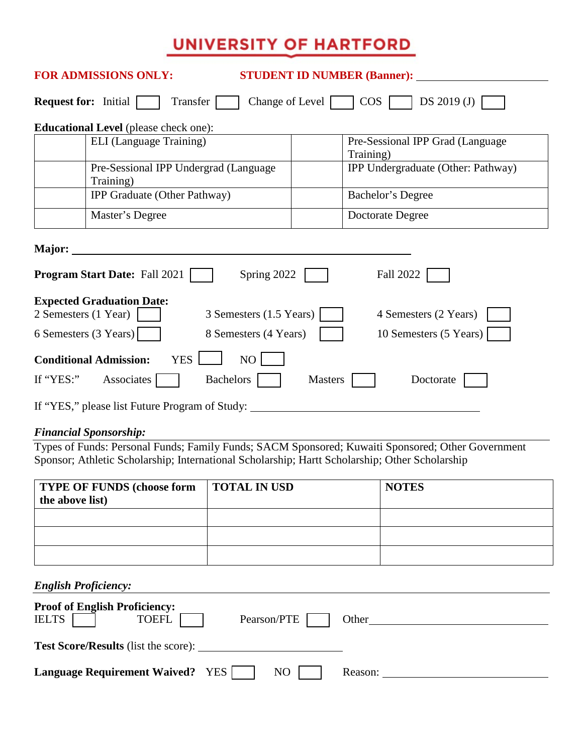# UNIVERSITY OF HARTFORD

**FOR ADMISSIONS ONLY:** **STUDENT ID NUMBER (Banner):** \_\_\_\_\_\_\_\_\_\_\_\_\_\_\_\_\_\_\_\_

**Request for:** Initial ☐ Transfer ☐ Change of Level ☐ COS ☐ DS 2019 (J) ☐

**Educational Level** (please check one):

| | | | |
|---|---|---|---|
| | ELI (Language Training) | | Pre-Sessional IPP Grad (Language Training) |
| | Pre-Sessional IPP Undergrad (Language Training) | | IPP Undergraduate (Other: Pathway) |
| | IPP Graduate (Other Pathway) | | Bachelor's Degree |
| | Master's Degree | | Doctorate Degree |

**Major:** \_\_\_\_\_\_\_\_\_\_\_\_\_\_\_\_\_\_\_\_\_\_\_\_\_\_\_\_\_\_\_\_\_\_\_\_\_\_\_\_

**Program Start Date:** Fall 2021 ☐ Spring 2022 ☐ Fall 2022 ☐

**Expected Graduation Date:**
2 Semesters (1 Year) ☐ 3 Semesters (1.5 Years) ☐ 4 Semesters (2 Years) ☐
6 Semesters (3 Years) ☐ 8 Semesters (4 Years) ☐ 10 Semesters (5 Years) ☐

**Conditional Admission:** YES ☐ NO ☐

If "YES:" Associates ☐ Bachelors ☐ Masters ☐ Doctorate ☐

If "YES," please list Future Program of Study: \_\_\_\_\_\_\_\_\_\_\_\_\_\_\_\_\_\_\_\_\_\_\_\_\_\_\_\_\_\_

***Financial Sponsorship:***

Types of Funds: Personal Funds; Family Funds; SACM Sponsored; Kuwaiti Sponsored; Other Government Sponsor; Athletic Scholarship; International Scholarship; Hartt Scholarship; Other Scholarship

| TYPE OF FUNDS (choose form the above list) | TOTAL IN USD | NOTES |
|---|---|---|
| | | |
| | | |
| | | |

***English Proficiency:***

**Proof of English Proficiency:**
IELTS ☐ TOEFL ☐ Pearson/PTE ☐ Other\_\_\_\_\_\_\_\_\_\_\_\_\_\_\_\_\_\_\_\_

**Test Score/Results** (list the score): \_\_\_\_\_\_\_\_\_\_\_\_\_\_\_\_\_\_\_\_

**Language Requirement Waived?** YES ☐ NO ☐ Reason: \_\_\_\_\_\_\_\_\_\_\_\_\_\_\_\_\_\_\_\_